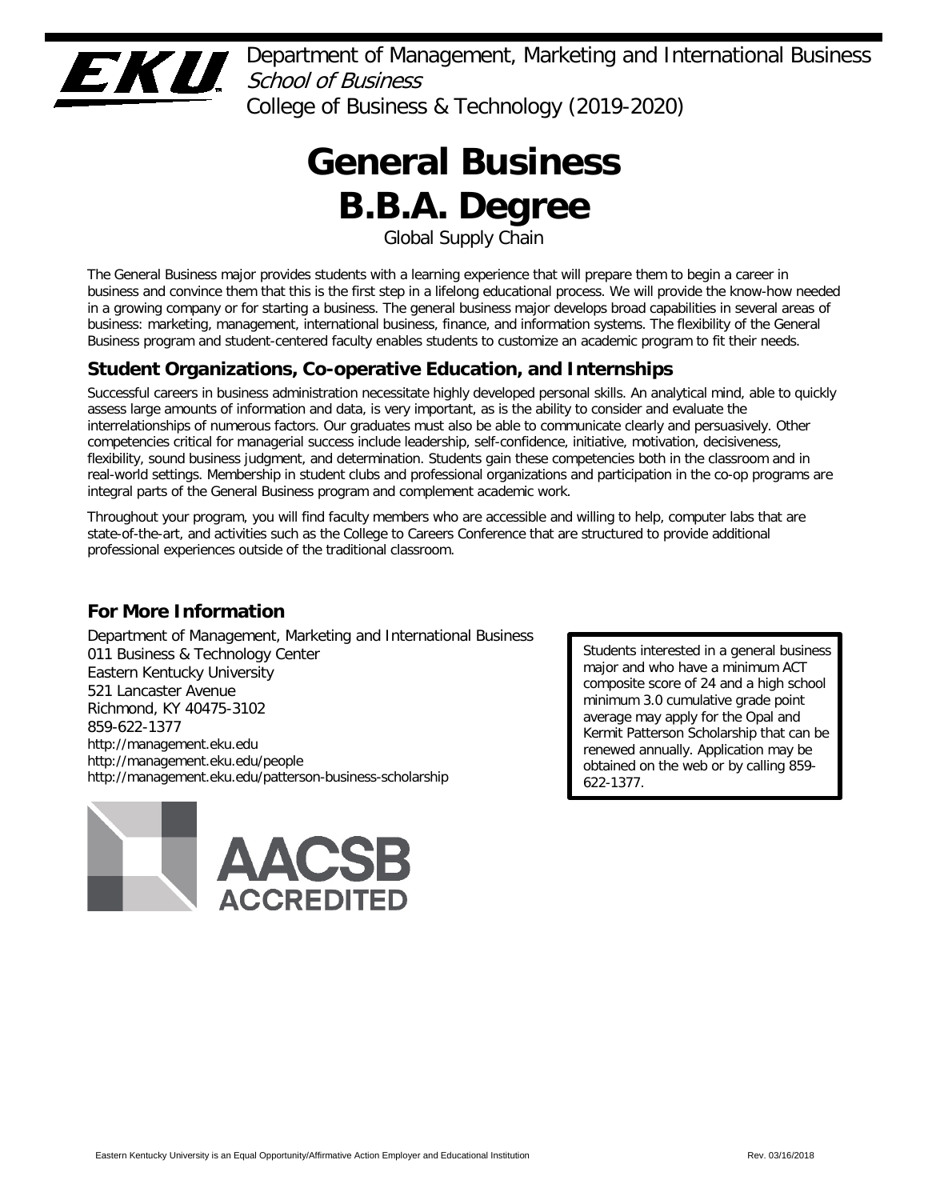Department of Management, Marketing and International Business
*School of Business*
College of Business & Technology (2019-2020)

# General Business B.B.A. Degree

Global Supply Chain

The General Business major provides students with a learning experience that will prepare them to begin a career in business and convince them that this is the first step in a lifelong educational process. We will provide the know-how needed in a growing company or for starting a business. The general business major develops broad capabilities in several areas of business: marketing, management, international business, finance, and information systems. The flexibility of the General Business program and student-centered faculty enables students to customize an academic program to fit their needs.

## Student Organizations, Co-operative Education, and Internships

Successful careers in business administration necessitate highly developed personal skills. An analytical mind, able to quickly assess large amounts of information and data, is very important, as is the ability to consider and evaluate the interrelationships of numerous factors. Our graduates must also be able to communicate clearly and persuasively. Other competencies critical for managerial success include leadership, self-confidence, initiative, motivation, decisiveness, flexibility, sound business judgment, and determination. Students gain these competencies both in the classroom and in real-world settings. Membership in student clubs and professional organizations and participation in the co-op programs are integral parts of the General Business program and complement academic work.

Throughout your program, you will find faculty members who are accessible and willing to help, computer labs that are state-of-the-art, and activities such as the College to Careers Conference that are structured to provide additional professional experiences outside of the traditional classroom.

## For More Information

Department of Management, Marketing and International Business
011 Business & Technology Center
Eastern Kentucky University
521 Lancaster Avenue
Richmond, KY 40475-3102
859-622-1377
http://management.eku.edu
http://management.eku.edu/people
http://management.eku.edu/patterson-business-scholarship

Students interested in a general business major and who have a minimum ACT composite score of 24 and a high school minimum 3.0 cumulative grade point average may apply for the Opal and Kermit Patterson Scholarship that can be renewed annually. Application may be obtained on the web or by calling 859-622-1377.

AACSB ACCREDITED

Eastern Kentucky University is an Equal Opportunity/Affirmative Action Employer and Educational Institution

Rev. 03/16/2018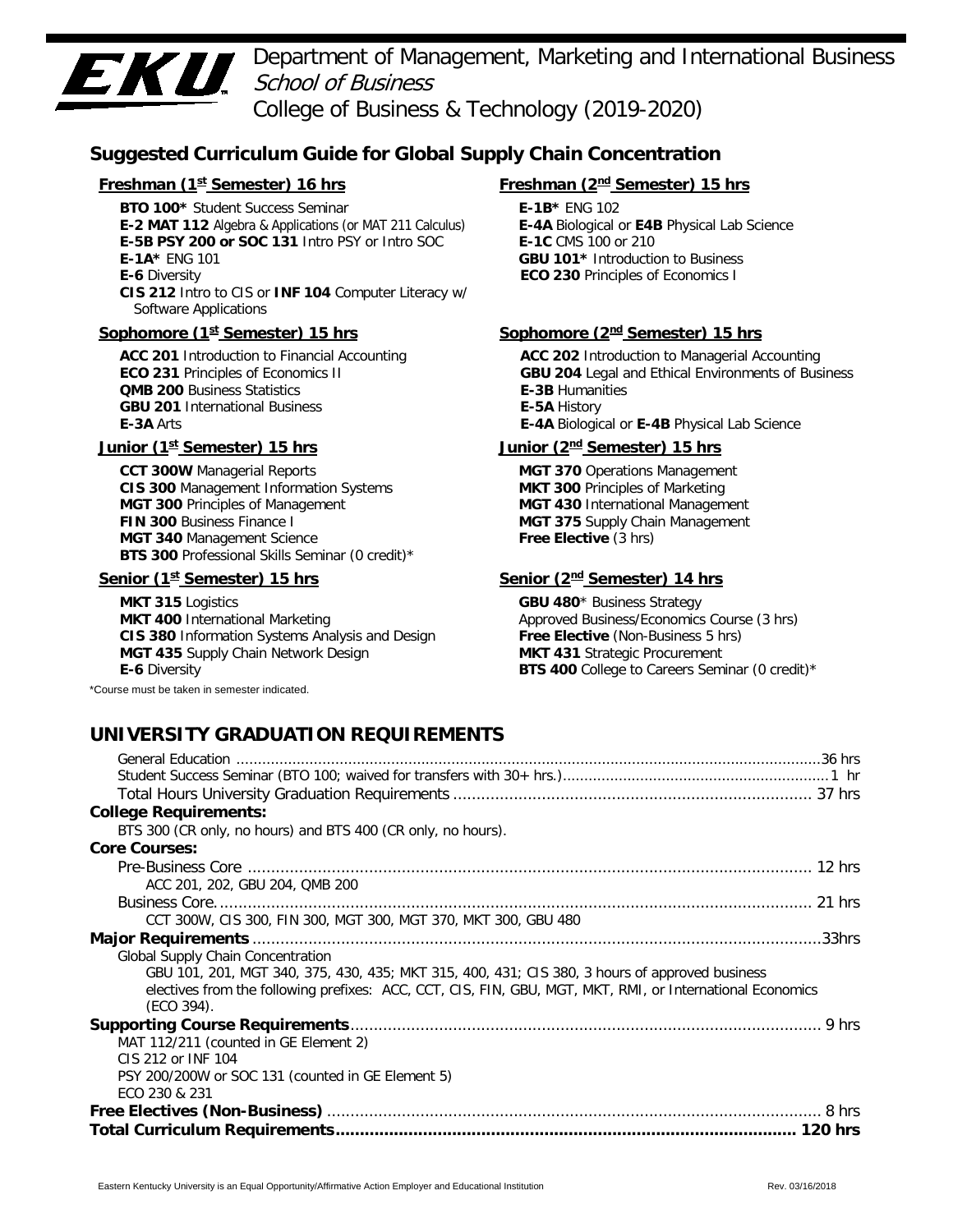Department of Management, Marketing and International Business
*School of Business*
College of Business & Technology (2019-2020)

## Suggested Curriculum Guide for Global Supply Chain Concentration

### Freshman (1st Semester) 16 hrs

**BTO 100*** Student Success Seminar
**E-2 MAT 112** Algebra & Applications (or MAT 211 Calculus)
**E-5B PSY 200 or SOC 131** Intro PSY or Intro SOC
**E-1A*** ENG 101
**E-6** Diversity
**CIS 212** Intro to CIS or **INF 104** Computer Literacy w/ Software Applications

### Freshman (2nd Semester) 15 hrs

**E-1B*** ENG 102
**E-4A** Biological or **E4B** Physical Lab Science
**E-1C** CMS 100 or 210
**GBU 101*** Introduction to Business
**ECO 230** Principles of Economics I

### Sophomore (1st Semester) 15 hrs

**ACC 201** Introduction to Financial Accounting
**ECO 231** Principles of Economics II
**QMB 200** Business Statistics
**GBU 201** International Business
**E-3A** Arts

### Sophomore (2nd Semester) 15 hrs

**ACC 202** Introduction to Managerial Accounting
**GBU 204** Legal and Ethical Environments of Business
**E-3B** Humanities
**E-5A** History
**E-4A** Biological or **E-4B** Physical Lab Science

### Junior (1st Semester) 15 hrs

**CCT 300W** Managerial Reports
**CIS 300** Management Information Systems
**MGT 300** Principles of Management
**FIN 300** Business Finance I
**MGT 340** Management Science
**BTS 300** Professional Skills Seminar (0 credit)*

### Junior (2nd Semester) 15 hrs

**MGT 370** Operations Management
**MKT 300** Principles of Marketing
**MGT 430** International Management
**MGT 375** Supply Chain Management
**Free Elective** (3 hrs)

### Senior (1st Semester) 15 hrs

**MKT 315** Logistics
**MKT 400** International Marketing
**CIS 380** Information Systems Analysis and Design
**MGT 435** Supply Chain Network Design
**E-6** Diversity

### Senior (2nd Semester) 14 hrs

**GBU 480*** Business Strategy
Approved Business/Economics Course (3 hrs)
**Free Elective** (Non-Business 5 hrs)
**MKT 431** Strategic Procurement
**BTS 400** College to Careers Seminar (0 credit)*

*Course must be taken in semester indicated.

## UNIVERSITY GRADUATION REQUIREMENTS

General Education ....................................................................................... 36 hrs
Student Success Seminar (BTO 100; waived for transfers with 30+ hrs.) ........................ 1 hr
Total Hours University Graduation Requirements ............................................. 37 hrs

**College Requirements:**
BTS 300 (CR only, no hours) and BTS 400 (CR only, no hours).

**Core Courses:**
Pre-Business Core ........................................................................................ 12 hrs
ACC 201, 202, GBU 204, QMB 200
Business Core................................................................................................ 21 hrs
CCT 300W, CIS 300, FIN 300, MGT 300, MGT 370, MKT 300, GBU 480

**Major Requirements** ..................................................................................... 33hrs
Global Supply Chain Concentration
GBU 101, 201, MGT 340, 375, 430, 435; MKT 315, 400, 431; CIS 380, 3 hours of approved business electives from the following prefixes: ACC, CCT, CIS, FIN, GBU, MGT, MKT, RMI, or International Economics (ECO 394).

**Supporting Course Requirements**..................................................................... 9 hrs
MAT 112/211 (counted in GE Element 2)
CIS 212 or INF 104
PSY 200/200W or SOC 131 (counted in GE Element 5)
ECO 230 & 231

**Free Electives (Non-Business)** ........................................................................ 8 hrs

**Total Curriculum Requirements.............................................................................. 120 hrs**

Eastern Kentucky University is an Equal Opportunity/Affirmative Action Employer and Educational Institution    Rev. 03/16/2018